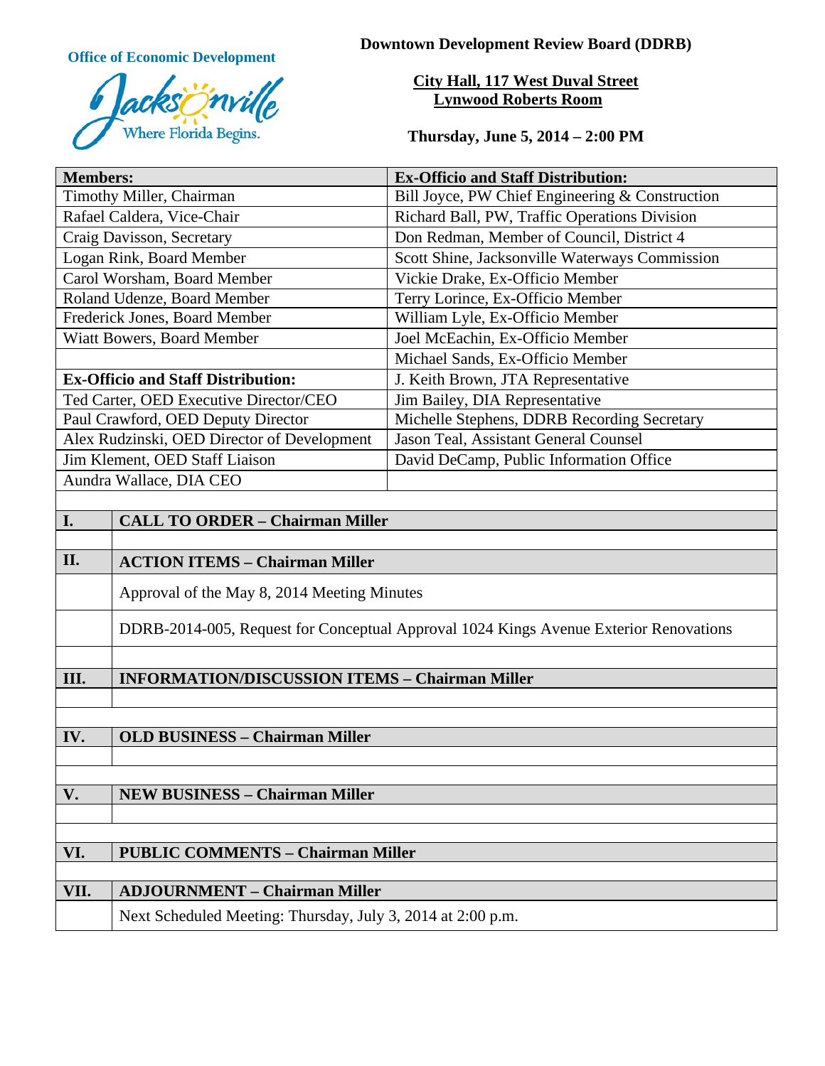**Office of Economic Development**

Jacksonville
Where Florida Begins.

# Downtown Development Review Board (DDRB)

**City Hall, 117 West Duval Street**
**Lynwood Roberts Room**

**Thursday, June 5, 2014 – 2:00 PM**

| **Members:** | **Ex-Officio and Staff Distribution:** |
|---|---|
| Timothy Miller, Chairman | Bill Joyce, PW Chief Engineering & Construction |
| Rafael Caldera, Vice-Chair | Richard Ball, PW, Traffic Operations Division |
| Craig Davisson, Secretary | Don Redman, Member of Council, District 4 |
| Logan Rink, Board Member | Scott Shine, Jacksonville Waterways Commission |
| Carol Worsham, Board Member | Vickie Drake, Ex-Officio Member |
| Roland Udenze, Board Member | Terry Lorince, Ex-Officio Member |
| Frederick Jones, Board Member | William Lyle, Ex-Officio Member |
| Wiatt Bowers, Board Member | Joel McEachin, Ex-Officio Member |
| | Michael Sands, Ex-Officio Member |
| **Ex-Officio and Staff Distribution:** | J. Keith Brown, JTA Representative |
| Ted Carter, OED Executive Director/CEO | Jim Bailey, DIA Representative |
| Paul Crawford, OED Deputy Director | Michelle Stephens, DDRB Recording Secretary |
| Alex Rudzinski, OED Director of Development | Jason Teal, Assistant General Counsel |
| Jim Klement, OED Staff Liaison | David DeCamp, Public Information Office |
| Aundra Wallace, DIA CEO | |

| | |
|---|---|
| **I.** | **CALL TO ORDER – Chairman Miller** |
| **II.** | **ACTION ITEMS – Chairman Miller** |
| | Approval of the May 8, 2014 Meeting Minutes |
| | DDRB-2014-005, Request for Conceptual Approval 1024 Kings Avenue Exterior Renovations |
| **III.** | **INFORMATION/DISCUSSION ITEMS – Chairman Miller** |
| **IV.** | **OLD BUSINESS – Chairman Miller** |
| **V.** | **NEW BUSINESS – Chairman Miller** |
| **VI.** | **PUBLIC COMMENTS – Chairman Miller** |
| **VII.** | **ADJOURNMENT – Chairman Miller** |
| | Next Scheduled Meeting: Thursday, July 3, 2014 at 2:00 p.m. |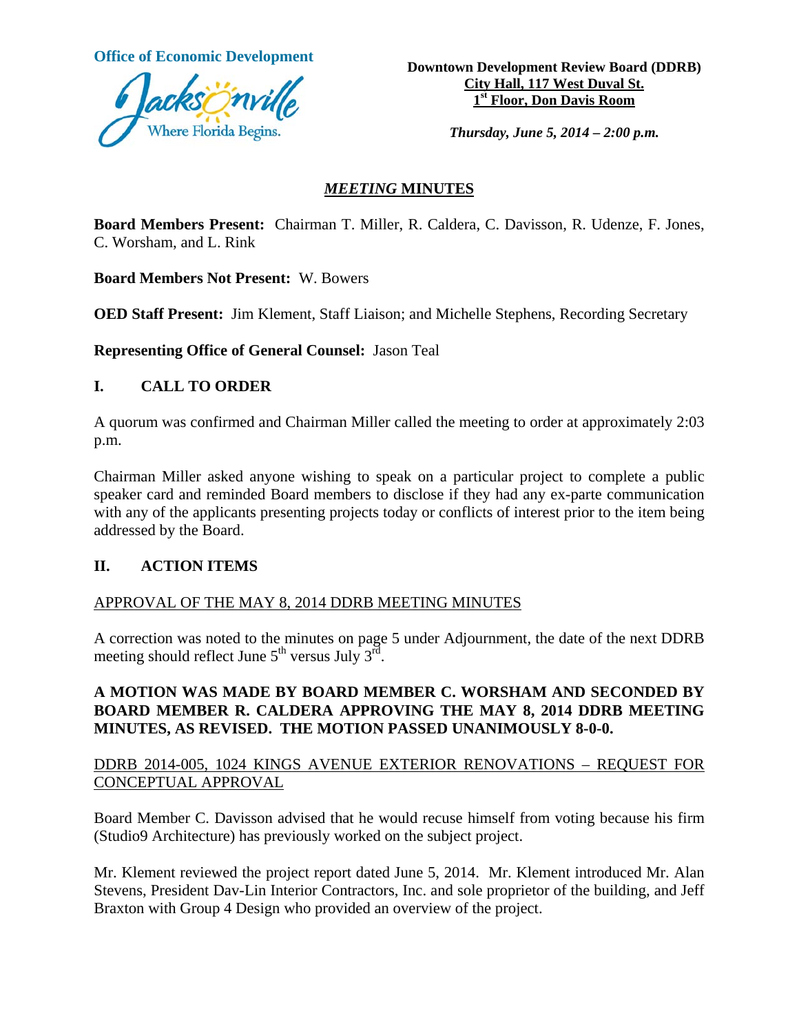Office of Economic Development

**Downtown Development Review Board (DDRB)**
**City Hall, 117 West Duval St.**
**1st Floor, Don Davis Room**

***Thursday, June 5, 2014 – 2:00 p.m.***

# *MEETING* MINUTES

**Board Members Present:** Chairman T. Miller, R. Caldera, C. Davisson, R. Udenze, F. Jones, C. Worsham, and L. Rink

**Board Members Not Present:** W. Bowers

**OED Staff Present:** Jim Klement, Staff Liaison; and Michelle Stephens, Recording Secretary

**Representing Office of General Counsel:** Jason Teal

## I. CALL TO ORDER

A quorum was confirmed and Chairman Miller called the meeting to order at approximately 2:03 p.m.

Chairman Miller asked anyone wishing to speak on a particular project to complete a public speaker card and reminded Board members to disclose if they had any ex-parte communication with any of the applicants presenting projects today or conflicts of interest prior to the item being addressed by the Board.

## II. ACTION ITEMS

APPROVAL OF THE MAY 8, 2014 DDRB MEETING MINUTES

A correction was noted to the minutes on page 5 under Adjournment, the date of the next DDRB meeting should reflect June 5th versus July 3rd.

**A MOTION WAS MADE BY BOARD MEMBER C. WORSHAM AND SECONDED BY BOARD MEMBER R. CALDERA APPROVING THE MAY 8, 2014 DDRB MEETING MINUTES, AS REVISED. THE MOTION PASSED UNANIMOUSLY 8-0-0.**

DDRB 2014-005, 1024 KINGS AVENUE EXTERIOR RENOVATIONS – REQUEST FOR CONCEPTUAL APPROVAL

Board Member C. Davisson advised that he would recuse himself from voting because his firm (Studio9 Architecture) has previously worked on the subject project.

Mr. Klement reviewed the project report dated June 5, 2014. Mr. Klement introduced Mr. Alan Stevens, President Dav-Lin Interior Contractors, Inc. and sole proprietor of the building, and Jeff Braxton with Group 4 Design who provided an overview of the project.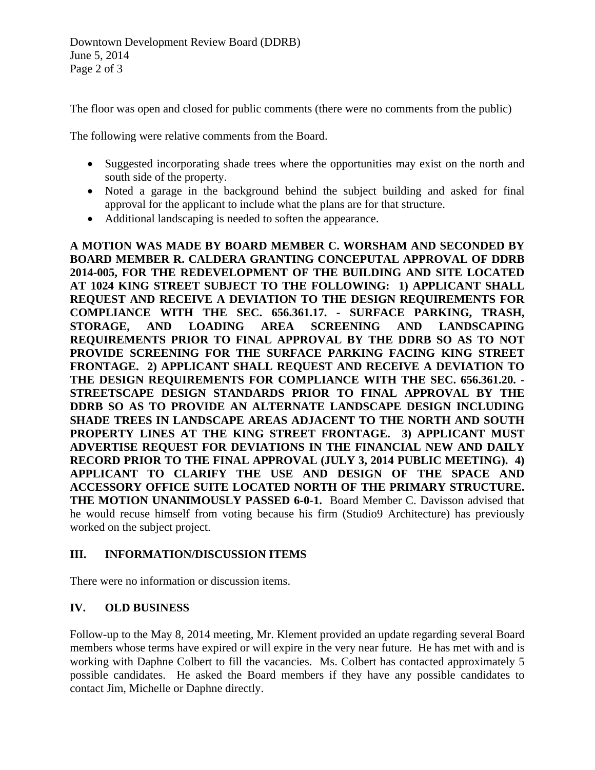The floor was open and closed for public comments (there were no comments from the public)

The following were relative comments from the Board.

- Suggested incorporating shade trees where the opportunities may exist on the north and south side of the property.
- Noted a garage in the background behind the subject building and asked for final approval for the applicant to include what the plans are for that structure.
- Additional landscaping is needed to soften the appearance.

**A MOTION WAS MADE BY BOARD MEMBER C. WORSHAM AND SECONDED BY BOARD MEMBER R. CALDERA GRANTING CONCEPUTAL APPROVAL OF DDRB 2014-005, FOR THE REDEVELOPMENT OF THE BUILDING AND SITE LOCATED AT 1024 KING STREET SUBJECT TO THE FOLLOWING: 1) APPLICANT SHALL REQUEST AND RECEIVE A DEVIATION TO THE DESIGN REQUIREMENTS FOR COMPLIANCE WITH THE SEC. 656.361.17. - SURFACE PARKING, TRASH, STORAGE, AND LOADING AREA SCREENING AND LANDSCAPING REQUIREMENTS PRIOR TO FINAL APPROVAL BY THE DDRB SO AS TO NOT PROVIDE SCREENING FOR THE SURFACE PARKING FACING KING STREET FRONTAGE. 2) APPLICANT SHALL REQUEST AND RECEIVE A DEVIATION TO THE DESIGN REQUIREMENTS FOR COMPLIANCE WITH THE SEC. 656.361.20. - STREETSCAPE DESIGN STANDARDS PRIOR TO FINAL APPROVAL BY THE DDRB SO AS TO PROVIDE AN ALTERNATE LANDSCAPE DESIGN INCLUDING SHADE TREES IN LANDSCAPE AREAS ADJACENT TO THE NORTH AND SOUTH PROPERTY LINES AT THE KING STREET FRONTAGE. 3) APPLICANT MUST ADVERTISE REQUEST FOR DEVIATIONS IN THE FINANCIAL NEW AND DAILY RECORD PRIOR TO THE FINAL APPROVAL (JULY 3, 2014 PUBLIC MEETING). 4) APPLICANT TO CLARIFY THE USE AND DESIGN OF THE SPACE AND ACCESSORY OFFICE SUITE LOCATED NORTH OF THE PRIMARY STRUCTURE. THE MOTION UNANIMOUSLY PASSED 6-0-1.** Board Member C. Davisson advised that he would recuse himself from voting because his firm (Studio9 Architecture) has previously worked on the subject project.

## III. INFORMATION/DISCUSSION ITEMS

There were no information or discussion items.

## IV. OLD BUSINESS

Follow-up to the May 8, 2014 meeting, Mr. Klement provided an update regarding several Board members whose terms have expired or will expire in the very near future. He has met with and is working with Daphne Colbert to fill the vacancies. Ms. Colbert has contacted approximately 5 possible candidates. He asked the Board members if they have any possible candidates to contact Jim, Michelle or Daphne directly.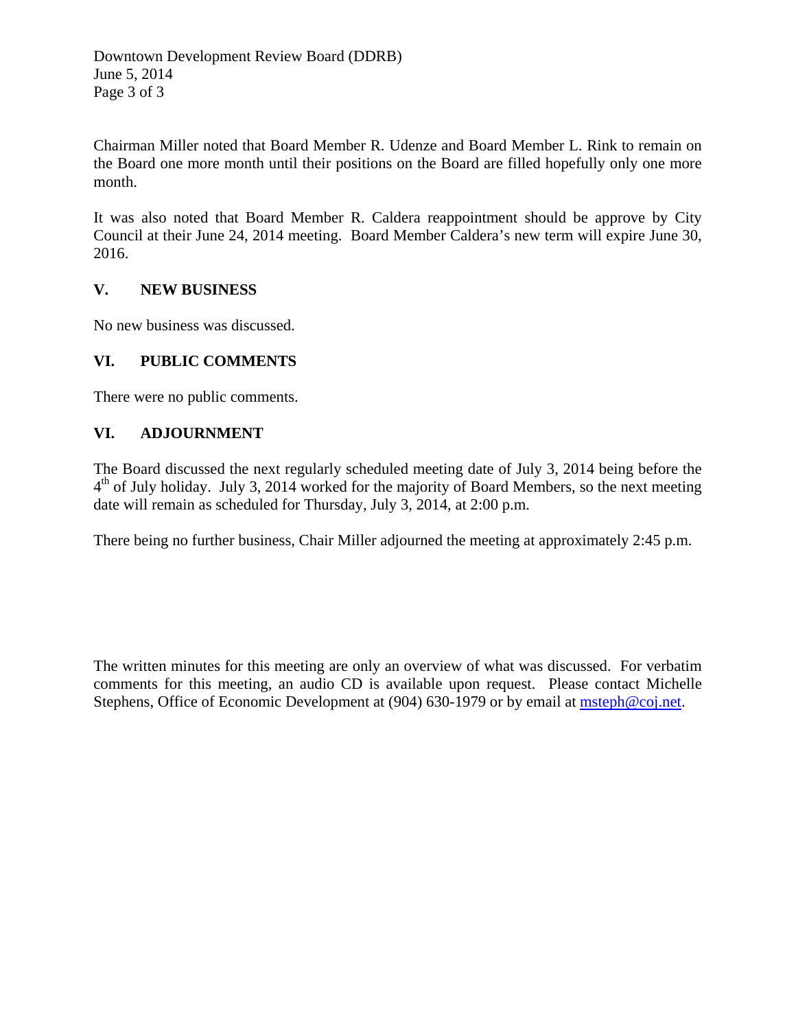Chairman Miller noted that Board Member R. Udenze and Board Member L. Rink to remain on the Board one more month until their positions on the Board are filled hopefully only one more month.

It was also noted that Board Member R. Caldera reappointment should be approve by City Council at their June 24, 2014 meeting. Board Member Caldera's new term will expire June 30, 2016.

## V. NEW BUSINESS

No new business was discussed.

## VI. PUBLIC COMMENTS

There were no public comments.

## VI. ADJOURNMENT

The Board discussed the next regularly scheduled meeting date of July 3, 2014 being before the 4th of July holiday. July 3, 2014 worked for the majority of Board Members, so the next meeting date will remain as scheduled for Thursday, July 3, 2014, at 2:00 p.m.

There being no further business, Chair Miller adjourned the meeting at approximately 2:45 p.m.

The written minutes for this meeting are only an overview of what was discussed. For verbatim comments for this meeting, an audio CD is available upon request. Please contact Michelle Stephens, Office of Economic Development at (904) 630-1979 or by email at msteph@coj.net.